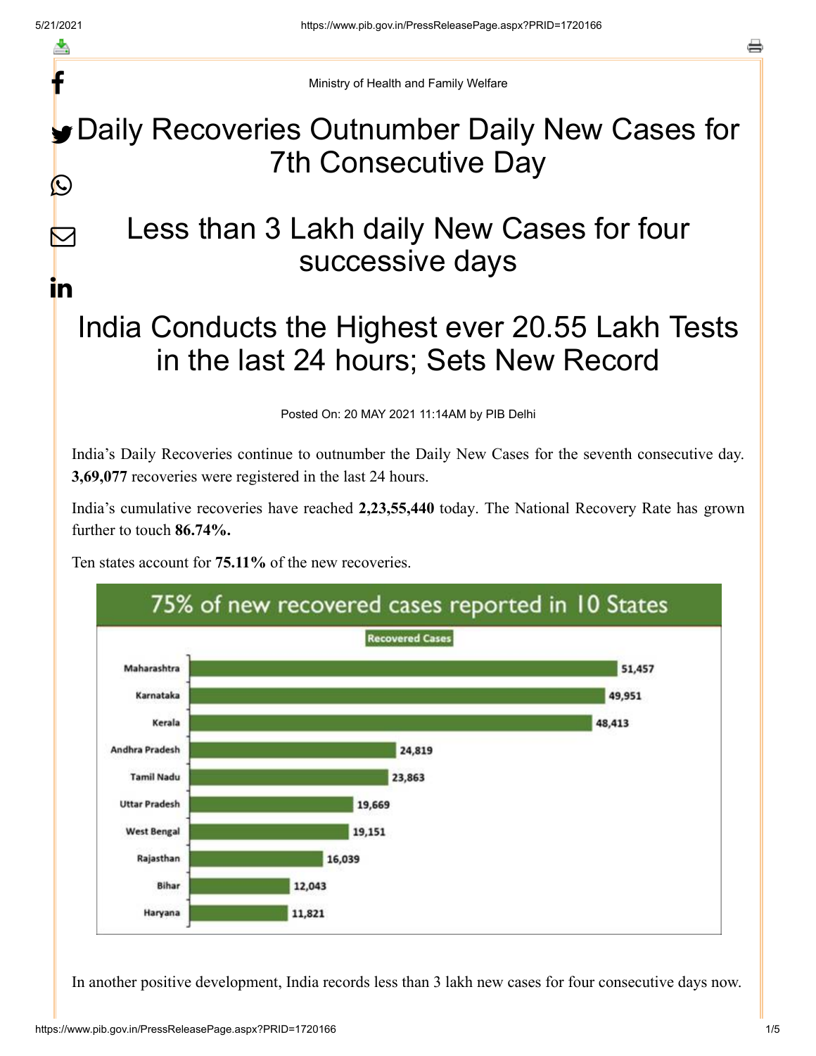Ministry of Health and Family Welfare

# Daily Recoveries Outnumber Daily New Cases for 7th Consecutive Day

# Less than 3 Lakh daily New Cases for four successive days

# India Conducts the Highest ever 20.55 Lakh Tests in the last 24 hours; Sets New Record

Posted On: 20 MAY 2021 11:14AM by PIB Delhi

India's Daily Recoveries continue to outnumber the Daily New Cases for the seventh consecutive day. **3,69,077** recoveries were registered in the last 24 hours.

India's cumulative recoveries have reached **2,23,55,440** today. The National Recovery Rate has grown further to touch **86.74%.**

Ten states account for **75.11%** of the new recoveries.

**75% of new recovered cases reported in 10 States**

| State | Recovered Cases |
|---|---|
| Maharashtra | 51,457 |
| Karnataka | 49,951 |
| Kerala | 48,413 |
| Andhra Pradesh | 24,819 |
| Tamil Nadu | 23,863 |
| Uttar Pradesh | 19,669 |
| West Bengal | 19,151 |
| Rajasthan | 16,039 |
| Bihar | 12,043 |
| Haryana | 11,821 |

In another positive development, India records less than 3 lakh new cases for four consecutive days now.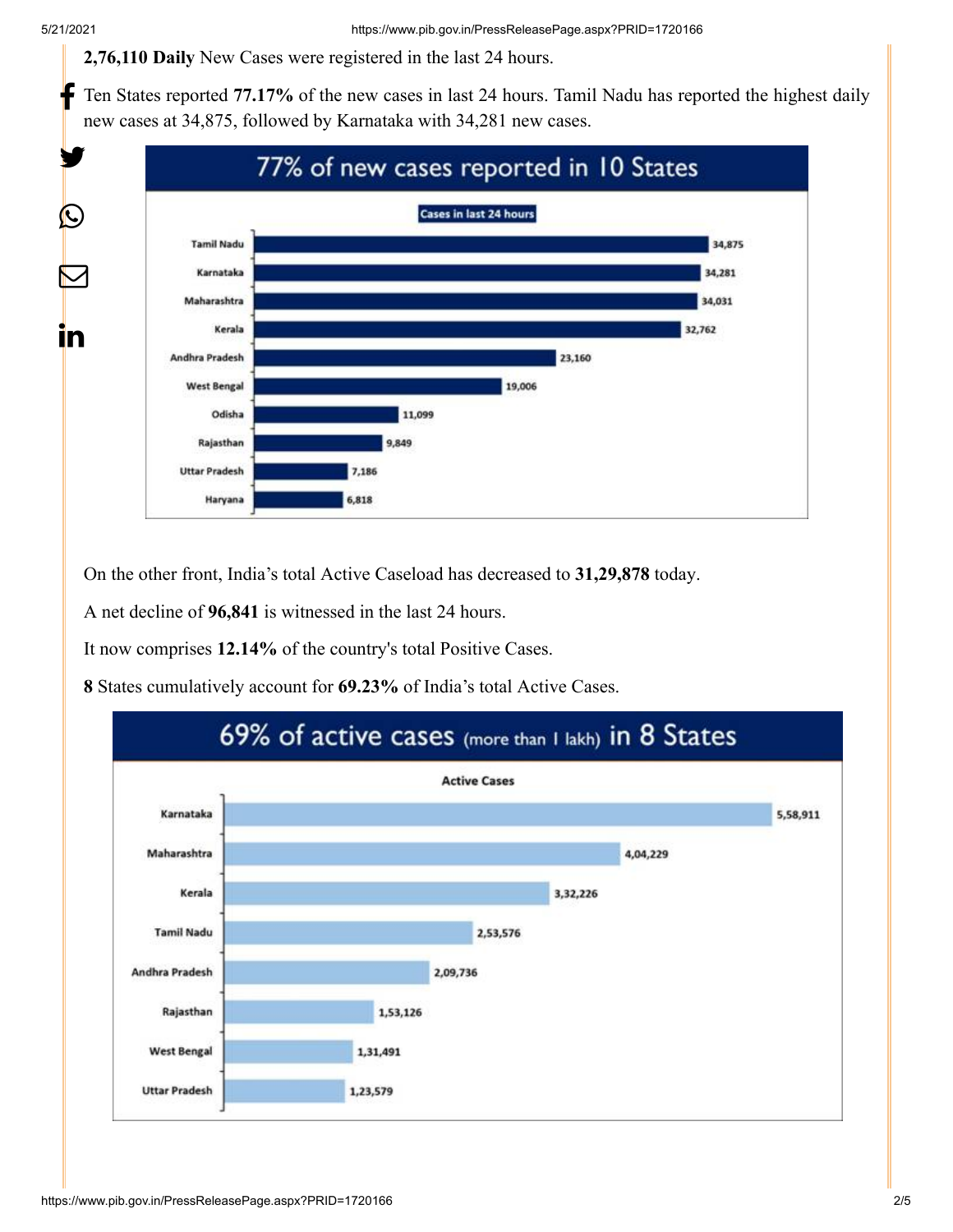**2,76,110 Daily** New Cases were registered in the last 24 hours.

Ten States reported **77.17%** of the new cases in last 24 hours. Tamil Nadu has reported the highest daily new cases at 34,875, followed by Karnataka with 34,281 new cases.

**77% of new cases reported in 10 States**

Cases in last 24 hours

| State | Cases in last 24 hours |
|---|---|
| Tamil Nadu | 34,875 |
| Karnataka | 34,281 |
| Maharashtra | 34,031 |
| Kerala | 32,762 |
| Andhra Pradesh | 23,160 |
| West Bengal | 19,006 |
| Odisha | 11,099 |
| Rajasthan | 9,849 |
| Uttar Pradesh | 7,186 |
| Haryana | 6,818 |

On the other front, India's total Active Caseload has decreased to **31,29,878** today.

A net decline of **96,841** is witnessed in the last 24 hours.

It now comprises **12.14%** of the country's total Positive Cases.

**8** States cumulatively account for **69.23%** of India's total Active Cases.

**69% of active cases (more than 1 lakh) in 8 States**

Active Cases

| State | Active Cases |
|---|---|
| Karnataka | 5,58,911 |
| Maharashtra | 4,04,229 |
| Kerala | 3,32,226 |
| Tamil Nadu | 2,53,576 |
| Andhra Pradesh | 2,09,736 |
| Rajasthan | 1,53,126 |
| West Bengal | 1,31,491 |
| Uttar Pradesh | 1,23,579 |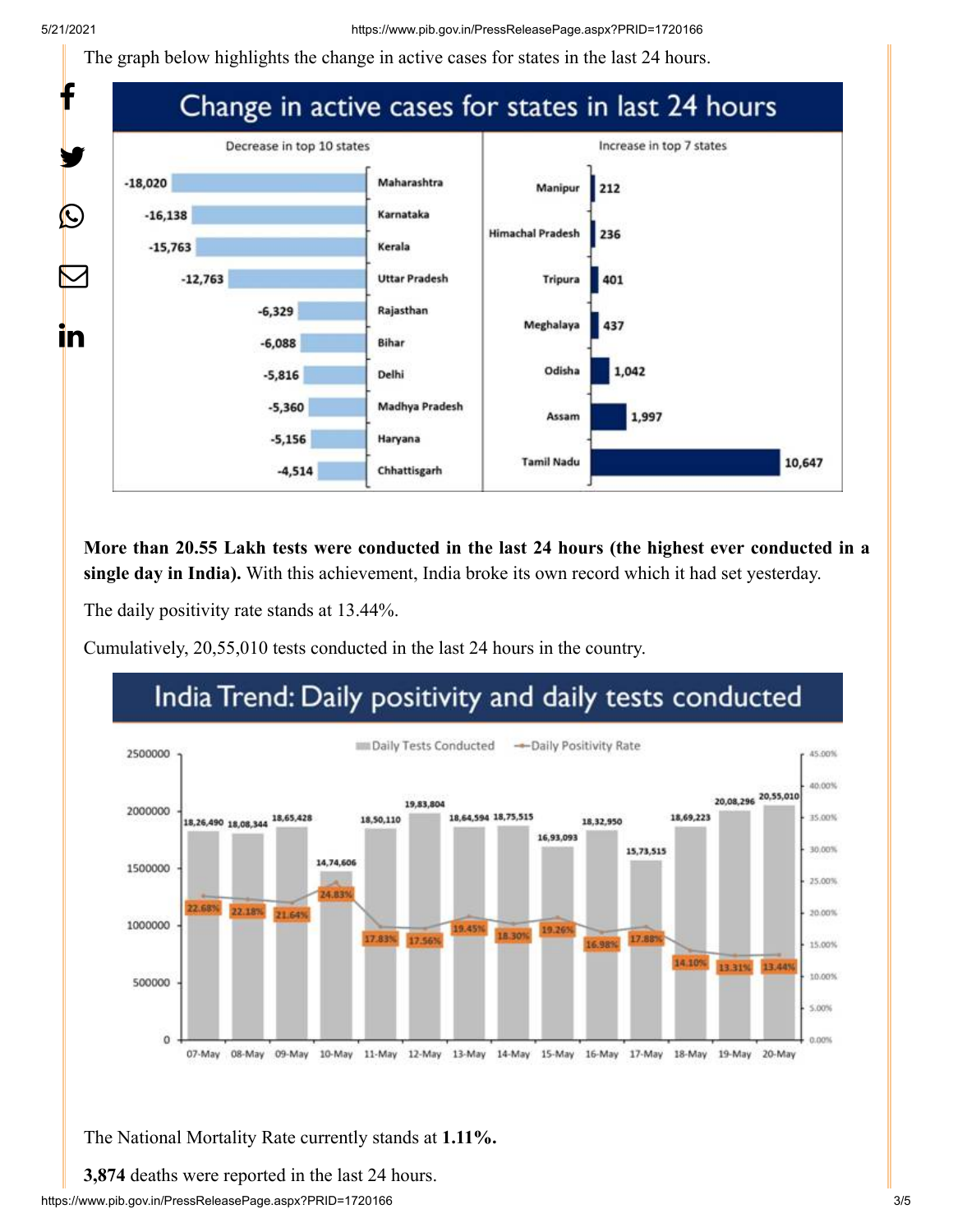The graph below highlights the change in active cases for states in the last 24 hours.

## Change in active cases for states in last 24 hours

| Decrease in top 10 states | |
|---|---|
| Maharashtra | -18,020 |
| Karnataka | -16,138 |
| Kerala | -15,763 |
| Uttar Pradesh | -12,763 |
| Rajasthan | -6,329 |
| Bihar | -6,088 |
| Delhi | -5,816 |
| Madhya Pradesh | -5,360 |
| Haryana | -5,156 |
| Chhattisgarh | -4,514 |

| Increase in top 7 states | |
|---|---|
| Manipur | 212 |
| Himachal Pradesh | 236 |
| Tripura | 401 |
| Meghalaya | 437 |
| Odisha | 1,042 |
| Assam | 1,997 |
| Tamil Nadu | 10,647 |

**More than 20.55 Lakh tests were conducted in the last 24 hours (the highest ever conducted in a single day in India).** With this achievement, India broke its own record which it had set yesterday.

The daily positivity rate stands at 13.44%.

Cumulatively, 20,55,010 tests conducted in the last 24 hours in the country.

## India Trend: Daily positivity and daily tests conducted

| Date | Daily Tests Conducted | Daily Positivity Rate |
|---|---|---|
| 07-May | 18,26,490 | 22.68% |
| 08-May | 18,08,344 | 22.18% |
| 09-May | 18,65,428 | 21.64% |
| 10-May | 14,74,606 | 24.83% |
| 11-May | 18,50,110 | 17.83% |
| 12-May | 19,83,804 | 17.56% |
| 13-May | 18,64,594 | 19.45% |
| 14-May | 18,75,515 | 18.30% |
| 15-May | 16,93,093 | 19.26% |
| 16-May | 18,32,950 | 16.98% |
| 17-May | 15,73,515 | 17.88% |
| 18-May | 18,69,223 | 14.10% |
| 19-May | 20,08,296 | 13.31% |
| 20-May | 20,55,010 | 13.44% |

The National Mortality Rate currently stands at **1.11%.**

**3,874** deaths were reported in the last 24 hours.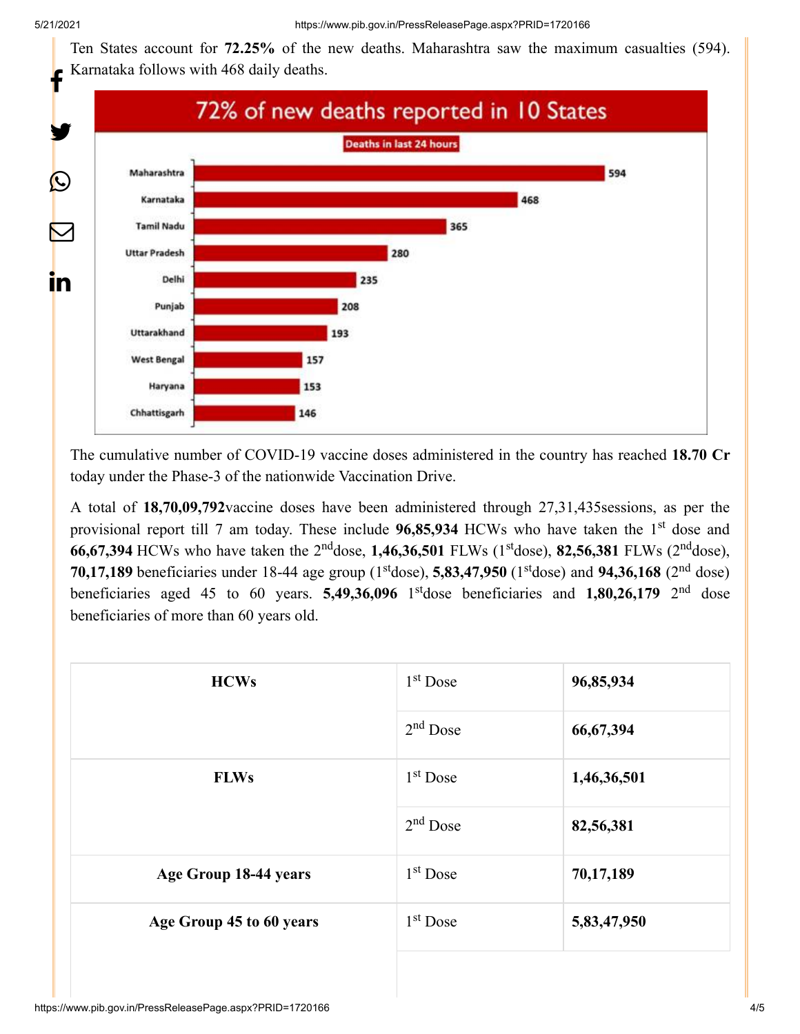Ten States account for **72.25%** of the new deaths. Maharashtra saw the maximum casualties (594). Karnataka follows with 468 daily deaths.

**72% of new deaths reported in 10 States**

Deaths in last 24 hours

| State | Deaths |
|---|---|
| Maharashtra | 594 |
| Karnataka | 468 |
| Tamil Nadu | 365 |
| Uttar Pradesh | 280 |
| Delhi | 235 |
| Punjab | 208 |
| Uttarakhand | 193 |
| West Bengal | 157 |
| Haryana | 153 |
| Chhattisgarh | 146 |

The cumulative number of COVID-19 vaccine doses administered in the country has reached **18.70 Cr** today under the Phase-3 of the nationwide Vaccination Drive.

A total of **18,70,09,792**vaccine doses have been administered through 27,31,435sessions, as per the provisional report till 7 am today. These include **96,85,934** HCWs who have taken the 1st dose and **66,67,394** HCWs who have taken the 2nddose, **1,46,36,501** FLWs (1stdose), **82,56,381** FLWs (2nddose), **70,17,189** beneficiaries under 18-44 age group (1stdose), **5,83,47,950** (1stdose) and **94,36,168** (2nd dose) beneficiaries aged 45 to 60 years. **5,49,36,096** 1stdose beneficiaries and **1,80,26,179** 2nd dose beneficiaries of more than 60 years old.

| | | |
|---|---|---|
| **HCWs** | 1st Dose | **96,85,934** |
| | 2nd Dose | **66,67,394** |
| **FLWs** | 1st Dose | **1,46,36,501** |
| | 2nd Dose | **82,56,381** |
| **Age Group 18-44 years** | 1st Dose | **70,17,189** |
| **Age Group 45 to 60 years** | 1st Dose | **5,83,47,950** |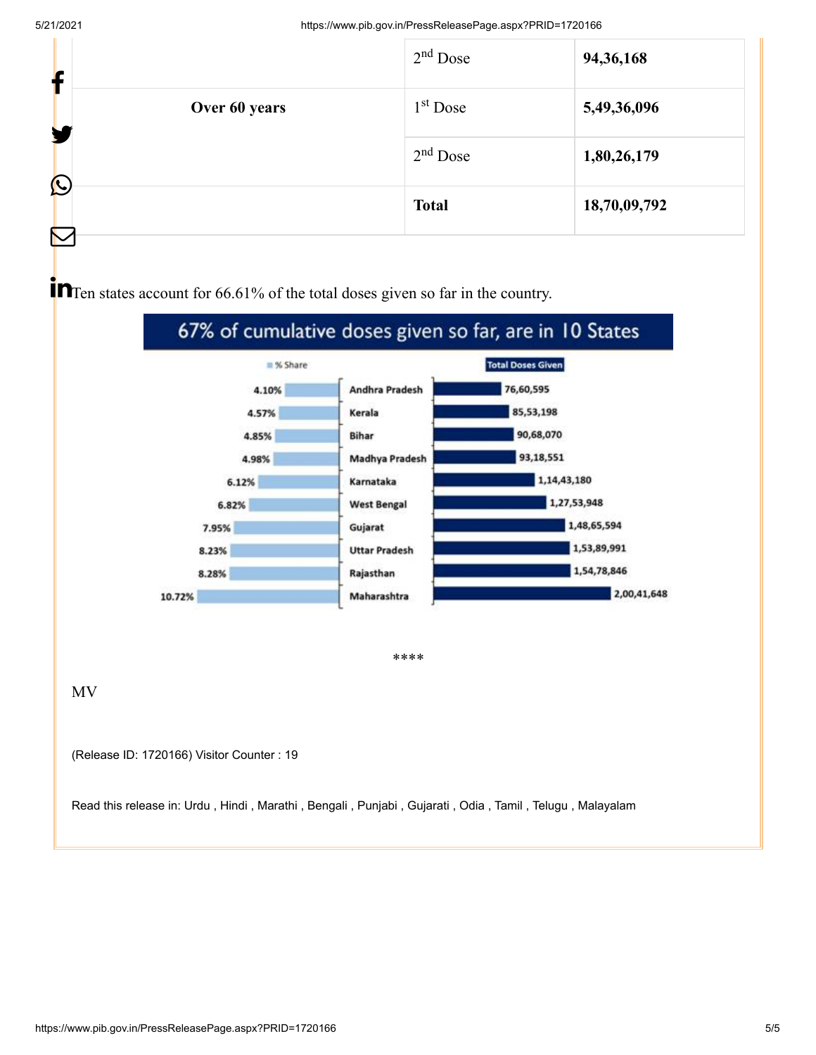| | | |
|---|---|---|
| | 2nd Dose | **94,36,168** |
| **Over 60 years** | 1st Dose | **5,49,36,096** |
| | 2nd Dose | **1,80,26,179** |
| | **Total** | **18,70,09,792** |

Ten states account for 66.61% of the total doses given so far in the country.

67% of cumulative doses given so far, are in 10 States

% Share

Total Doses Given

4.10% Andhra Pradesh 76,60,595

4.57% Kerala 85,53,198

4.85% Bihar 90,68,070

4.98% Madhya Pradesh 93,18,551

6.12% Karnataka 1,14,43,180

6.82% West Bengal 1,27,53,948

7.95% Gujarat 1,48,65,594

8.23% Uttar Pradesh 1,53,89,991

8.28% Rajasthan 1,54,78,846

10.72% Maharashtra 2,00,41,648

****

MV

(Release ID: 1720166) Visitor Counter : 19

Read this release in: Urdu , Hindi , Marathi , Bengali , Punjabi , Gujarati , Odia , Tamil , Telugu , Malayalam